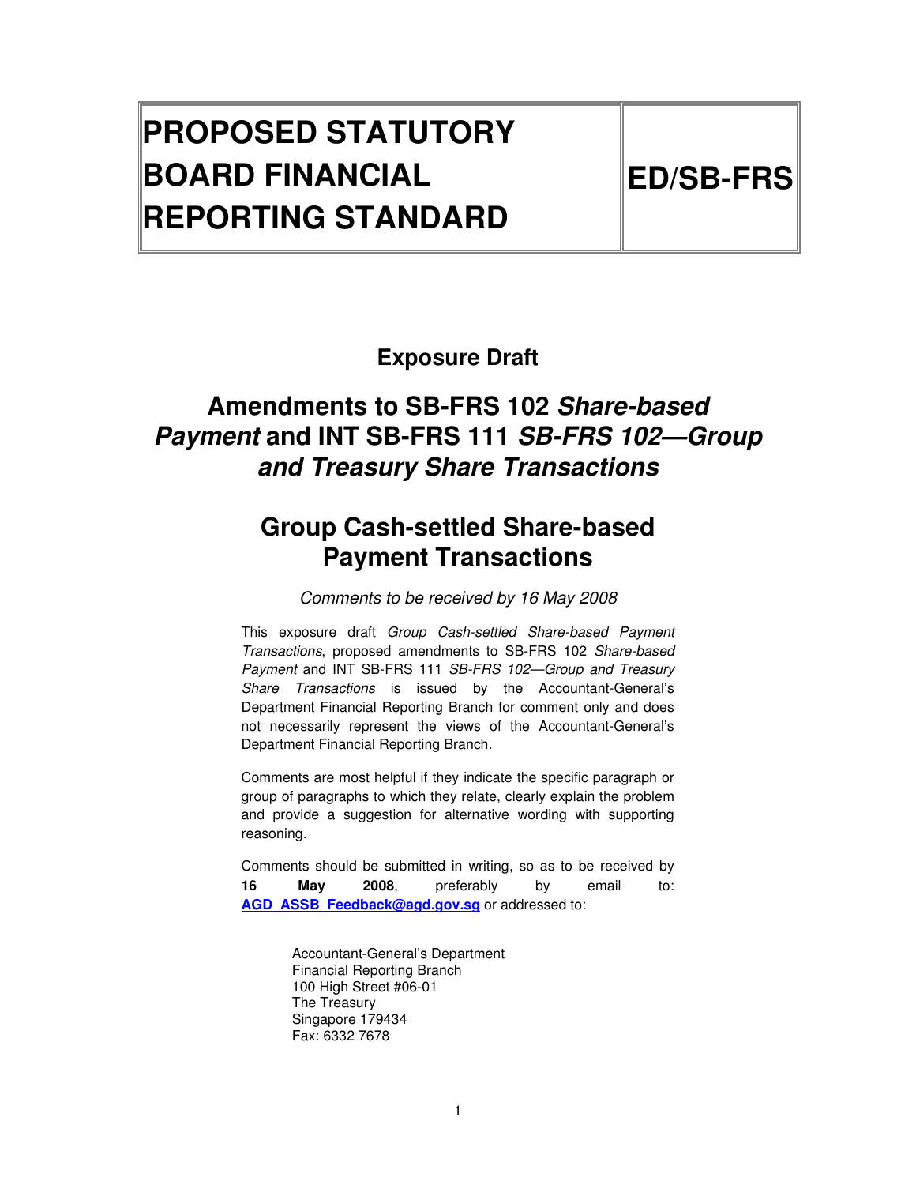| PROPOSED STATUTORY BOARD FINANCIAL REPORTING STANDARD | ED/SB-FRS |
| --- | --- |

# Exposure Draft

## Amendments to SB-FRS 102 *Share-based Payment* and INT SB-FRS 111 *SB-FRS 102—Group and Treasury Share Transactions*

## Group Cash-settled Share-based Payment Transactions

*Comments to be received by 16 May 2008*

This exposure draft *Group Cash-settled Share-based Payment Transactions*, proposed amendments to SB-FRS 102 *Share-based Payment* and INT SB-FRS 111 *SB-FRS 102—Group and Treasury Share Transactions* is issued by the Accountant-General's Department Financial Reporting Branch for comment only and does not necessarily represent the views of the Accountant-General's Department Financial Reporting Branch.

Comments are most helpful if they indicate the specific paragraph or group of paragraphs to which they relate, clearly explain the problem and provide a suggestion for alternative wording with supporting reasoning.

Comments should be submitted in writing, so as to be received by **16 May 2008**, preferably by email to: **AGD_ASSB_Feedback@agd.gov.sg** or addressed to:

Accountant-General's Department
Financial Reporting Branch
100 High Street #06-01
The Treasury
Singapore 179434
Fax: 6332 7678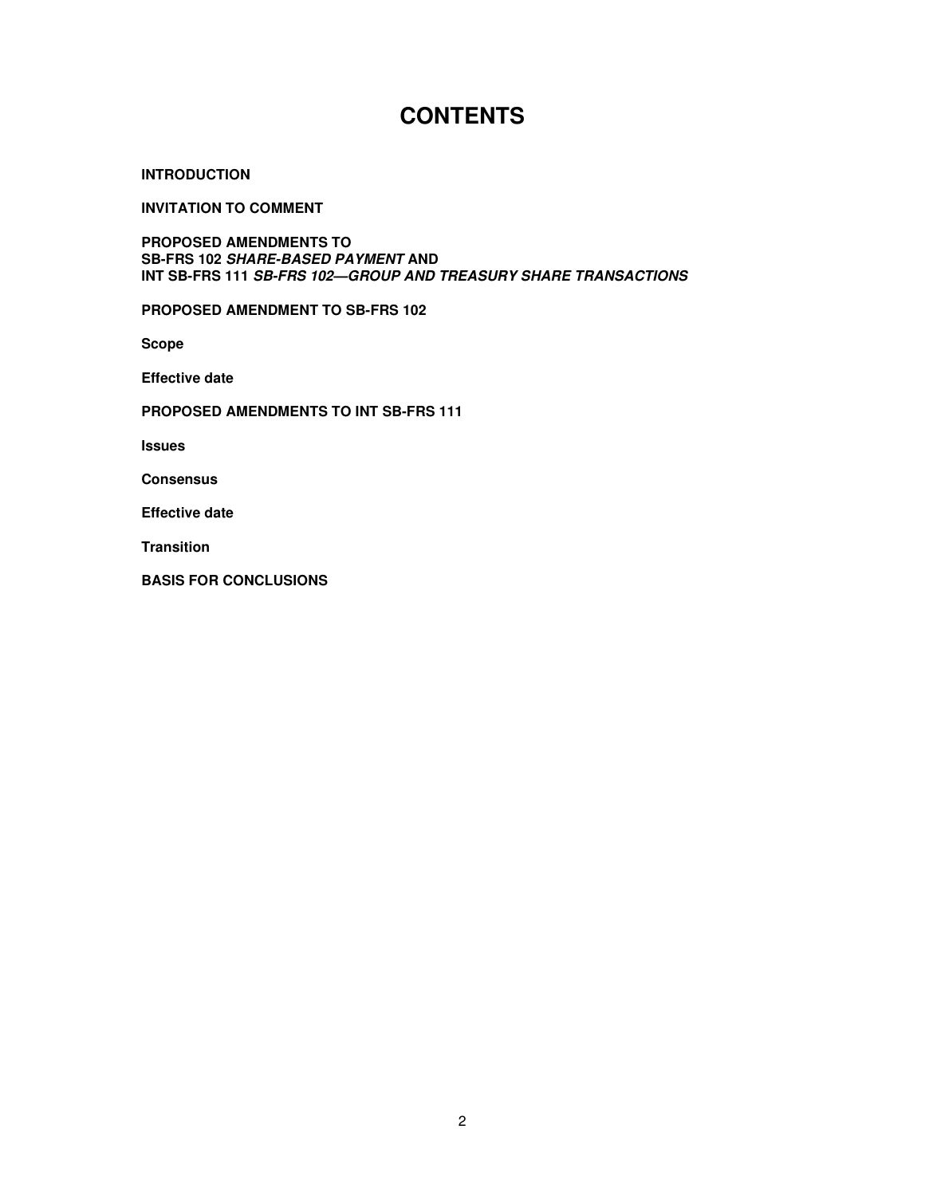# CONTENTS

**INTRODUCTION**

**INVITATION TO COMMENT**

**PROPOSED AMENDMENTS TO**
**SB-FRS 102 *SHARE-BASED PAYMENT* AND**
**INT SB-FRS 111 *SB-FRS 102—GROUP AND TREASURY SHARE TRANSACTIONS***

**PROPOSED AMENDMENT TO SB-FRS 102**

**Scope**

**Effective date**

**PROPOSED AMENDMENTS TO INT SB-FRS 111**

**Issues**

**Consensus**

**Effective date**

**Transition**

**BASIS FOR CONCLUSIONS**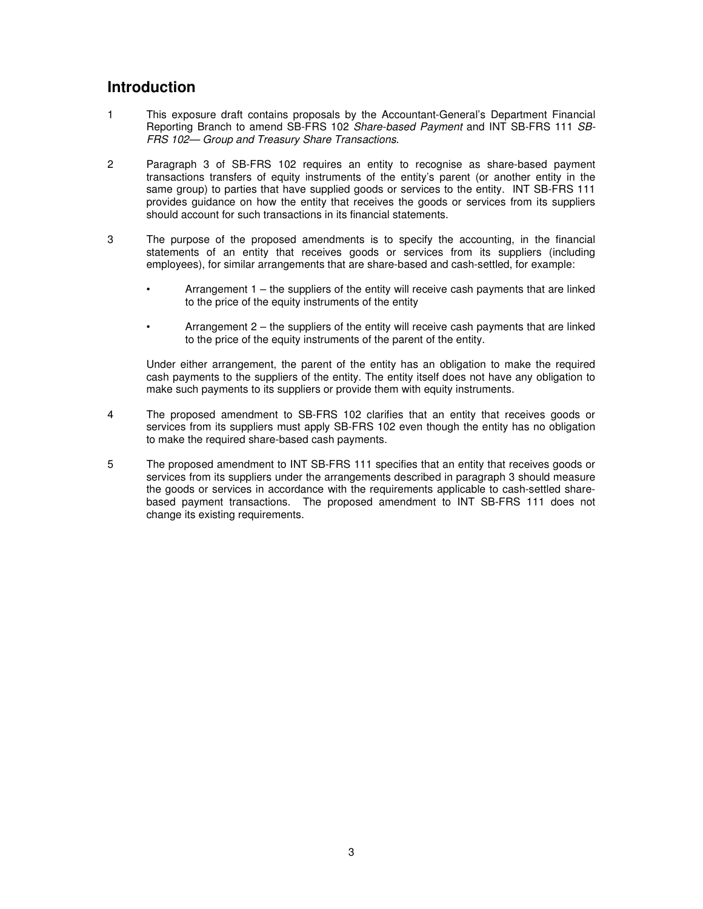## Introduction

1 This exposure draft contains proposals by the Accountant-General's Department Financial Reporting Branch to amend SB-FRS 102 *Share-based Payment* and INT SB-FRS 111 *SB-FRS 102— Group and Treasury Share Transactions*.

2 Paragraph 3 of SB-FRS 102 requires an entity to recognise as share-based payment transactions transfers of equity instruments of the entity's parent (or another entity in the same group) to parties that have supplied goods or services to the entity. INT SB-FRS 111 provides guidance on how the entity that receives the goods or services from its suppliers should account for such transactions in its financial statements.

3 The purpose of the proposed amendments is to specify the accounting, in the financial statements of an entity that receives goods or services from its suppliers (including employees), for similar arrangements that are share-based and cash-settled, for example:

- Arrangement 1 – the suppliers of the entity will receive cash payments that are linked to the price of the equity instruments of the entity
- Arrangement 2 – the suppliers of the entity will receive cash payments that are linked to the price of the equity instruments of the parent of the entity.

Under either arrangement, the parent of the entity has an obligation to make the required cash payments to the suppliers of the entity. The entity itself does not have any obligation to make such payments to its suppliers or provide them with equity instruments.

4 The proposed amendment to SB-FRS 102 clarifies that an entity that receives goods or services from its suppliers must apply SB-FRS 102 even though the entity has no obligation to make the required share-based cash payments.

5 The proposed amendment to INT SB-FRS 111 specifies that an entity that receives goods or services from its suppliers under the arrangements described in paragraph 3 should measure the goods or services in accordance with the requirements applicable to cash-settled share-based payment transactions. The proposed amendment to INT SB-FRS 111 does not change its existing requirements.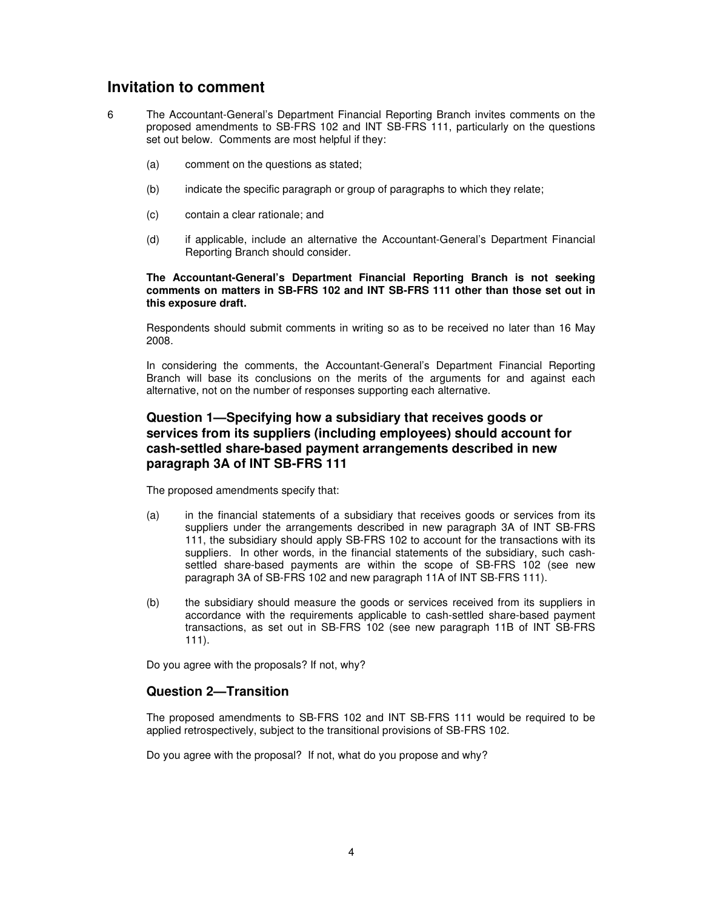## Invitation to comment

6 The Accountant-General's Department Financial Reporting Branch invites comments on the proposed amendments to SB-FRS 102 and INT SB-FRS 111, particularly on the questions set out below. Comments are most helpful if they:

(a) comment on the questions as stated;

(b) indicate the specific paragraph or group of paragraphs to which they relate;

(c) contain a clear rationale; and

(d) if applicable, include an alternative the Accountant-General's Department Financial Reporting Branch should consider.

**The Accountant-General's Department Financial Reporting Branch is not seeking comments on matters in SB-FRS 102 and INT SB-FRS 111 other than those set out in this exposure draft.**

Respondents should submit comments in writing so as to be received no later than 16 May 2008.

In considering the comments, the Accountant-General's Department Financial Reporting Branch will base its conclusions on the merits of the arguments for and against each alternative, not on the number of responses supporting each alternative.

### Question 1—Specifying how a subsidiary that receives goods or services from its suppliers (including employees) should account for cash-settled share-based payment arrangements described in new paragraph 3A of INT SB-FRS 111

The proposed amendments specify that:

(a) in the financial statements of a subsidiary that receives goods or services from its suppliers under the arrangements described in new paragraph 3A of INT SB-FRS 111, the subsidiary should apply SB-FRS 102 to account for the transactions with its suppliers. In other words, in the financial statements of the subsidiary, such cash-settled share-based payments are within the scope of SB-FRS 102 (see new paragraph 3A of SB-FRS 102 and new paragraph 11A of INT SB-FRS 111).

(b) the subsidiary should measure the goods or services received from its suppliers in accordance with the requirements applicable to cash-settled share-based payment transactions, as set out in SB-FRS 102 (see new paragraph 11B of INT SB-FRS 111).

Do you agree with the proposals? If not, why?

### Question 2—Transition

The proposed amendments to SB-FRS 102 and INT SB-FRS 111 would be required to be applied retrospectively, subject to the transitional provisions of SB-FRS 102.

Do you agree with the proposal? If not, what do you propose and why?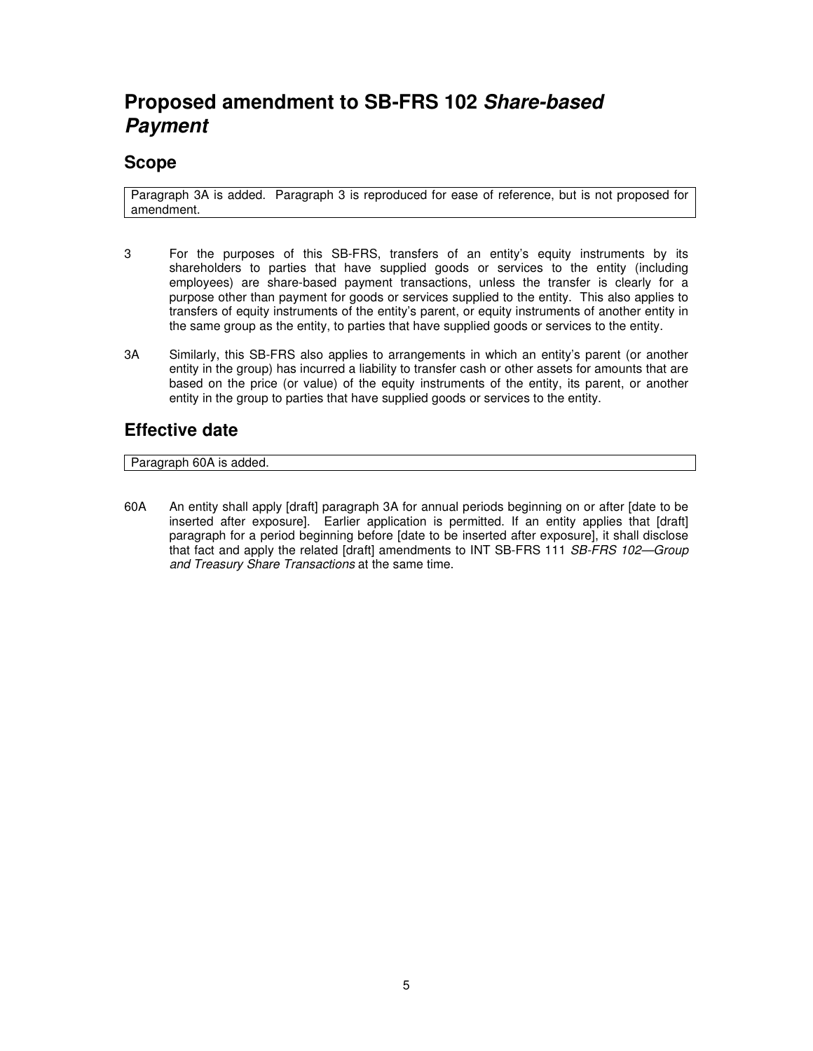# Proposed amendment to SB-FRS 102 *Share-based Payment*

## Scope

Paragraph 3A is added. Paragraph 3 is reproduced for ease of reference, but is not proposed for amendment.

3 For the purposes of this SB-FRS, transfers of an entity's equity instruments by its shareholders to parties that have supplied goods or services to the entity (including employees) are share-based payment transactions, unless the transfer is clearly for a purpose other than payment for goods or services supplied to the entity. This also applies to transfers of equity instruments of the entity's parent, or equity instruments of another entity in the same group as the entity, to parties that have supplied goods or services to the entity.

3A Similarly, this SB-FRS also applies to arrangements in which an entity's parent (or another entity in the group) has incurred a liability to transfer cash or other assets for amounts that are based on the price (or value) of the equity instruments of the entity, its parent, or another entity in the group to parties that have supplied goods or services to the entity.

## Effective date

Paragraph 60A is added.

60A An entity shall apply [draft] paragraph 3A for annual periods beginning on or after [date to be inserted after exposure]. Earlier application is permitted. If an entity applies that [draft] paragraph for a period beginning before [date to be inserted after exposure], it shall disclose that fact and apply the related [draft] amendments to INT SB-FRS 111 *SB-FRS 102—Group and Treasury Share Transactions* at the same time.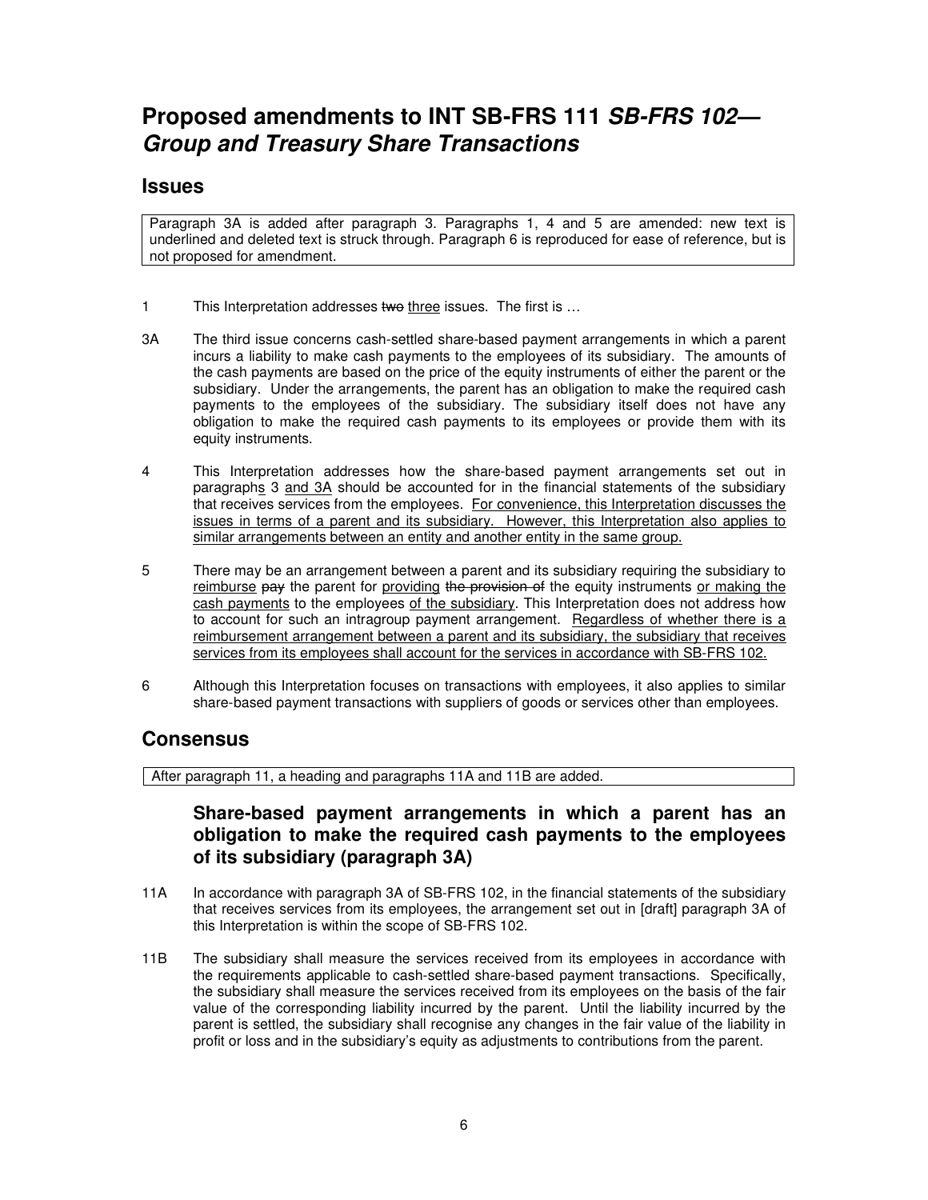# Proposed amendments to INT SB-FRS 111 *SB-FRS 102—Group and Treasury Share Transactions*

## Issues

Paragraph 3A is added after paragraph 3. Paragraphs 1, 4 and 5 are amended: new text is underlined and deleted text is struck through. Paragraph 6 is reproduced for ease of reference, but is not proposed for amendment.

1 This Interpretation addresses ~~two~~ <u>three</u> issues. The first is …

3A The third issue concerns cash-settled share-based payment arrangements in which a parent incurs a liability to make cash payments to the employees of its subsidiary. The amounts of the cash payments are based on the price of the equity instruments of either the parent or the subsidiary. Under the arrangements, the parent has an obligation to make the required cash payments to the employees of the subsidiary. The subsidiary itself does not have any obligation to make the required cash payments to its employees or provide them with its equity instruments.

4 This Interpretation addresses how the share-based payment arrangements set out in paragraph<u>s</u> 3 <u>and 3A</u> should be accounted for in the financial statements of the subsidiary that receives services from the employees. <u>For convenience, this Interpretation discusses the issues in terms of a parent and its subsidiary. However, this Interpretation also applies to similar arrangements between an entity and another entity in the same group.</u>

5 There may be an arrangement between a parent and its subsidiary requiring the subsidiary to <u>reimburse</u> ~~pay~~ the parent for <u>providing</u> ~~the provision of~~ the equity instruments <u>or making the cash payments</u> to the employees <u>of the subsidiary</u>. This Interpretation does not address how to account for such an intragroup payment arrangement. <u>Regardless of whether there is a reimbursement arrangement between a parent and its subsidiary, the subsidiary that receives services from its employees shall account for the services in accordance with SB-FRS 102.</u>

6 Although this Interpretation focuses on transactions with employees, it also applies to similar share-based payment transactions with suppliers of goods or services other than employees.

## Consensus

After paragraph 11, a heading and paragraphs 11A and 11B are added.

### Share-based payment arrangements in which a parent has an obligation to make the required cash payments to the employees of its subsidiary (paragraph 3A)

11A In accordance with paragraph 3A of SB-FRS 102, in the financial statements of the subsidiary that receives services from its employees, the arrangement set out in [draft] paragraph 3A of this Interpretation is within the scope of SB-FRS 102.

11B The subsidiary shall measure the services received from its employees in accordance with the requirements applicable to cash-settled share-based payment transactions. Specifically, the subsidiary shall measure the services received from its employees on the basis of the fair value of the corresponding liability incurred by the parent. Until the liability incurred by the parent is settled, the subsidiary shall recognise any changes in the fair value of the liability in profit or loss and in the subsidiary's equity as adjustments to contributions from the parent.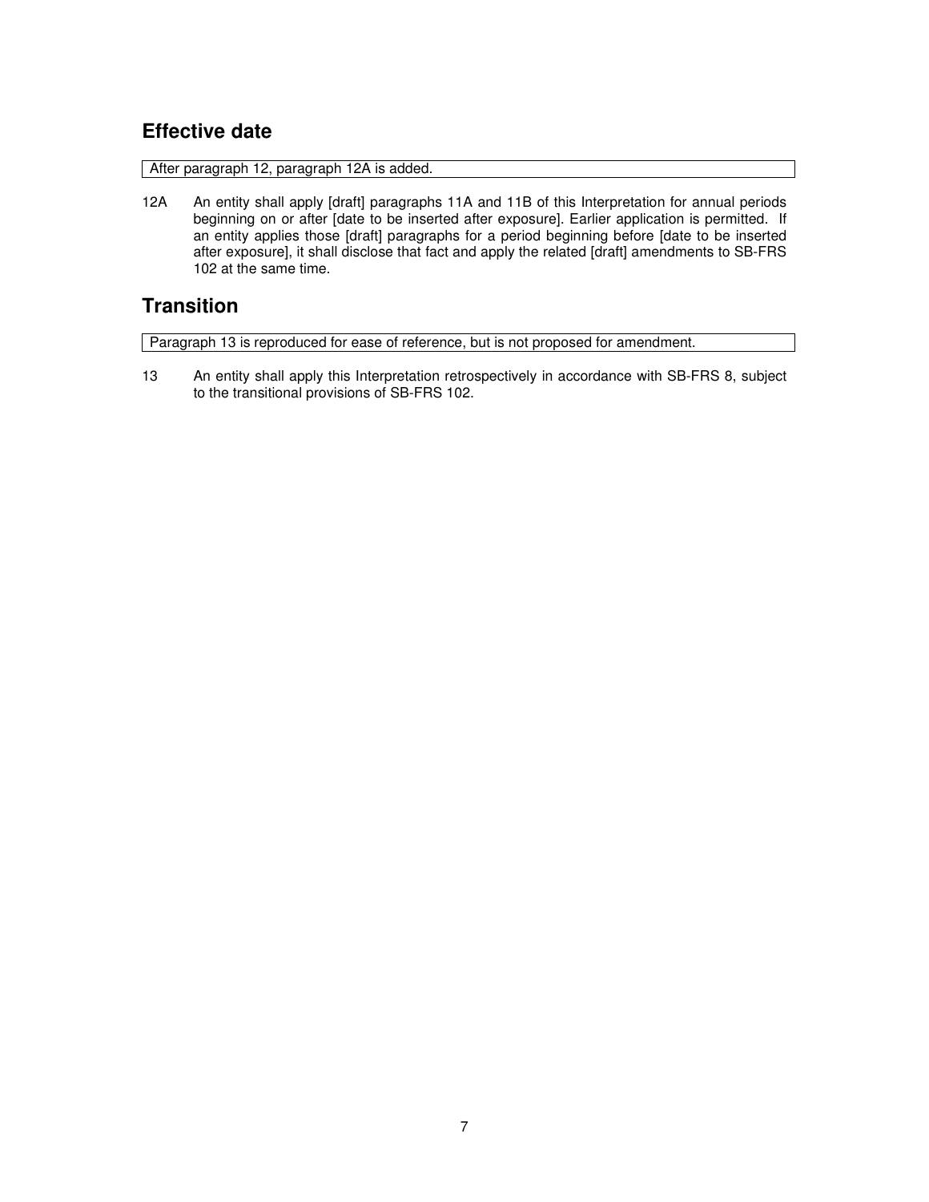## Effective date

After paragraph 12, paragraph 12A is added.

12A An entity shall apply [draft] paragraphs 11A and 11B of this Interpretation for annual periods beginning on or after [date to be inserted after exposure]. Earlier application is permitted. If an entity applies those [draft] paragraphs for a period beginning before [date to be inserted after exposure], it shall disclose that fact and apply the related [draft] amendments to SB-FRS 102 at the same time.

## Transition

Paragraph 13 is reproduced for ease of reference, but is not proposed for amendment.

13 An entity shall apply this Interpretation retrospectively in accordance with SB-FRS 8, subject to the transitional provisions of SB-FRS 102.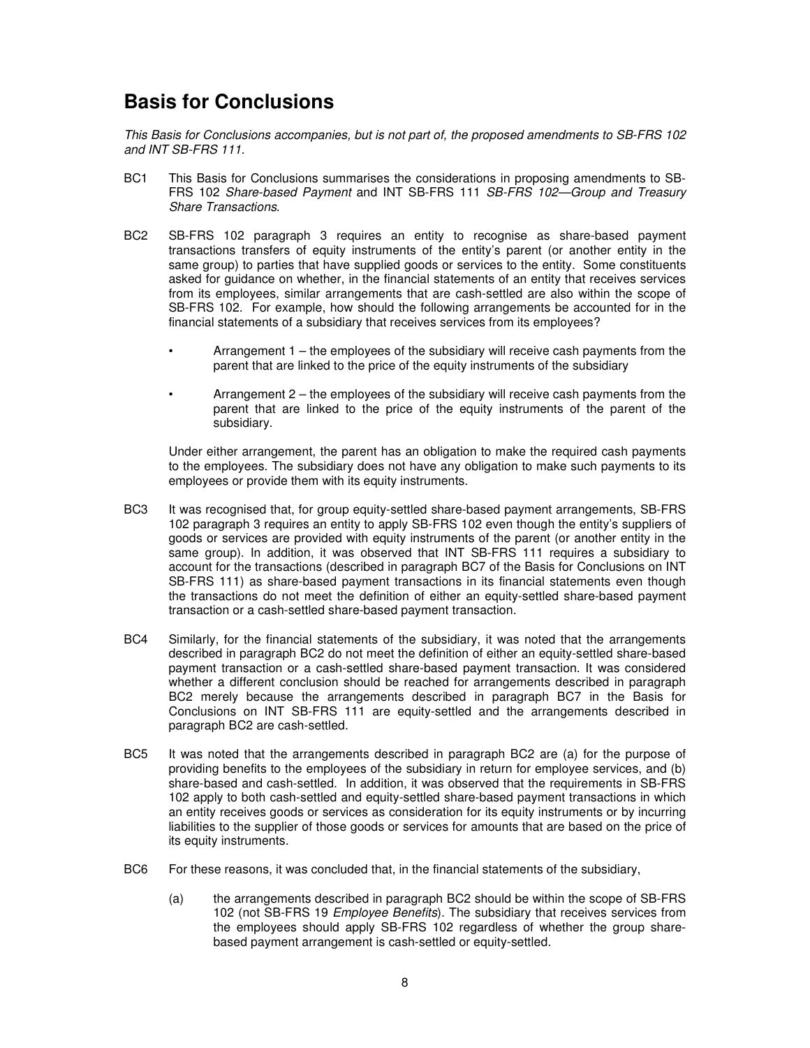# Basis for Conclusions

*This Basis for Conclusions accompanies, but is not part of, the proposed amendments to SB-FRS 102 and INT SB-FRS 111.*

BC1 This Basis for Conclusions summarises the considerations in proposing amendments to SB-FRS 102 *Share-based Payment* and INT SB-FRS 111 *SB-FRS 102—Group and Treasury Share Transactions*.

BC2 SB-FRS 102 paragraph 3 requires an entity to recognise as share-based payment transactions transfers of equity instruments of the entity's parent (or another entity in the same group) to parties that have supplied goods or services to the entity. Some constituents asked for guidance on whether, in the financial statements of an entity that receives services from its employees, similar arrangements that are cash-settled are also within the scope of SB-FRS 102. For example, how should the following arrangements be accounted for in the financial statements of a subsidiary that receives services from its employees?

- Arrangement 1 – the employees of the subsidiary will receive cash payments from the parent that are linked to the price of the equity instruments of the subsidiary
- Arrangement 2 – the employees of the subsidiary will receive cash payments from the parent that are linked to the price of the equity instruments of the parent of the subsidiary.

Under either arrangement, the parent has an obligation to make the required cash payments to the employees. The subsidiary does not have any obligation to make such payments to its employees or provide them with its equity instruments.

BC3 It was recognised that, for group equity-settled share-based payment arrangements, SB-FRS 102 paragraph 3 requires an entity to apply SB-FRS 102 even though the entity's suppliers of goods or services are provided with equity instruments of the parent (or another entity in the same group). In addition, it was observed that INT SB-FRS 111 requires a subsidiary to account for the transactions (described in paragraph BC7 of the Basis for Conclusions on INT SB-FRS 111) as share-based payment transactions in its financial statements even though the transactions do not meet the definition of either an equity-settled share-based payment transaction or a cash-settled share-based payment transaction.

BC4 Similarly, for the financial statements of the subsidiary, it was noted that the arrangements described in paragraph BC2 do not meet the definition of either an equity-settled share-based payment transaction or a cash-settled share-based payment transaction. It was considered whether a different conclusion should be reached for arrangements described in paragraph BC2 merely because the arrangements described in paragraph BC7 in the Basis for Conclusions on INT SB-FRS 111 are equity-settled and the arrangements described in paragraph BC2 are cash-settled.

BC5 It was noted that the arrangements described in paragraph BC2 are (a) for the purpose of providing benefits to the employees of the subsidiary in return for employee services, and (b) share-based and cash-settled. In addition, it was observed that the requirements in SB-FRS 102 apply to both cash-settled and equity-settled share-based payment transactions in which an entity receives goods or services as consideration for its equity instruments or by incurring liabilities to the supplier of those goods or services for amounts that are based on the price of its equity instruments.

BC6 For these reasons, it was concluded that, in the financial statements of the subsidiary,

(a) the arrangements described in paragraph BC2 should be within the scope of SB-FRS 102 (not SB-FRS 19 *Employee Benefits*). The subsidiary that receives services from the employees should apply SB-FRS 102 regardless of whether the group share-based payment arrangement is cash-settled or equity-settled.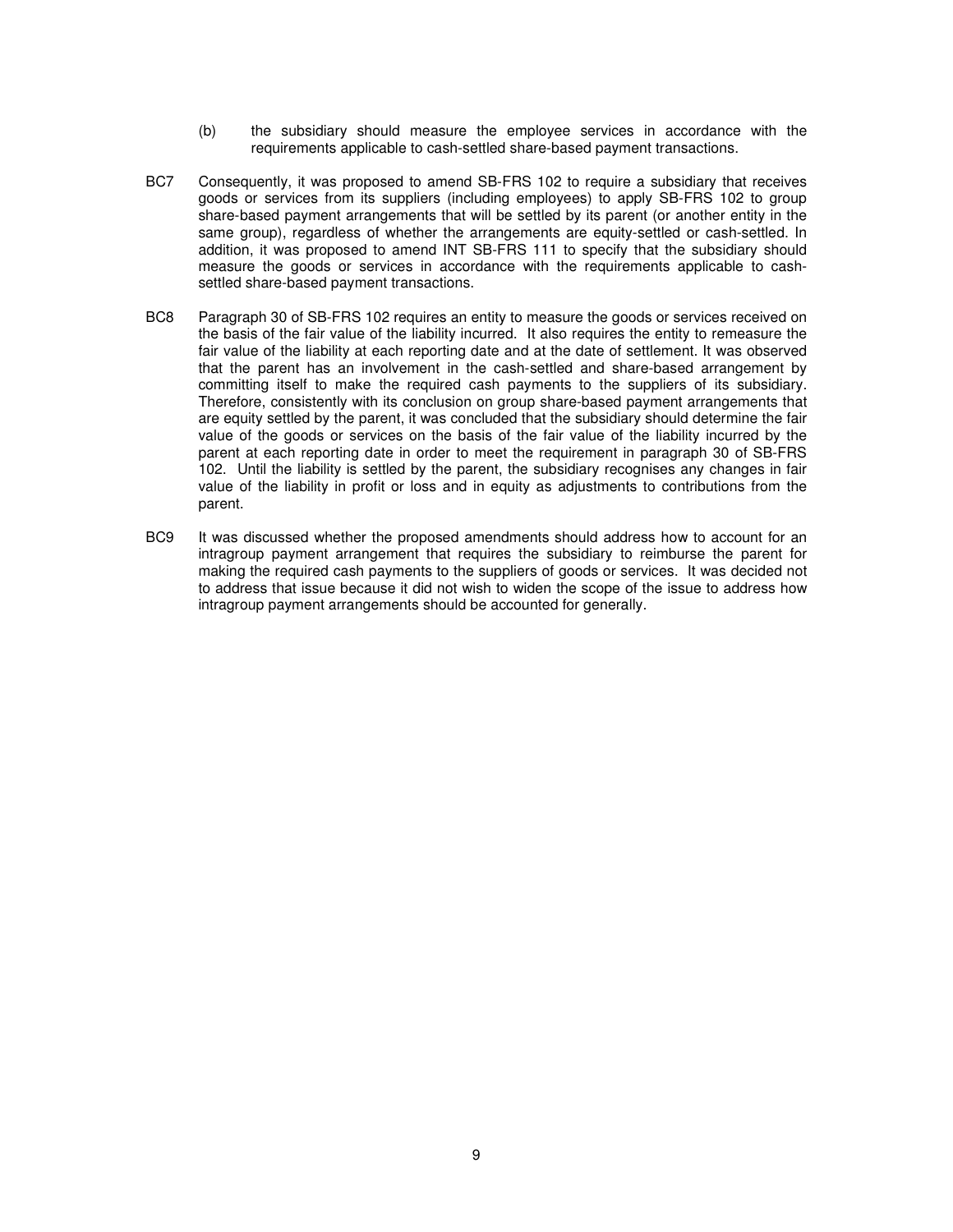(b) the subsidiary should measure the employee services in accordance with the requirements applicable to cash-settled share-based payment transactions.

BC7 Consequently, it was proposed to amend SB-FRS 102 to require a subsidiary that receives goods or services from its suppliers (including employees) to apply SB-FRS 102 to group share-based payment arrangements that will be settled by its parent (or another entity in the same group), regardless of whether the arrangements are equity-settled or cash-settled. In addition, it was proposed to amend INT SB-FRS 111 to specify that the subsidiary should measure the goods or services in accordance with the requirements applicable to cash-settled share-based payment transactions.

BC8 Paragraph 30 of SB-FRS 102 requires an entity to measure the goods or services received on the basis of the fair value of the liability incurred. It also requires the entity to remeasure the fair value of the liability at each reporting date and at the date of settlement. It was observed that the parent has an involvement in the cash-settled and share-based arrangement by committing itself to make the required cash payments to the suppliers of its subsidiary. Therefore, consistently with its conclusion on group share-based payment arrangements that are equity settled by the parent, it was concluded that the subsidiary should determine the fair value of the goods or services on the basis of the fair value of the liability incurred by the parent at each reporting date in order to meet the requirement in paragraph 30 of SB-FRS 102. Until the liability is settled by the parent, the subsidiary recognises any changes in fair value of the liability in profit or loss and in equity as adjustments to contributions from the parent.

BC9 It was discussed whether the proposed amendments should address how to account for an intragroup payment arrangement that requires the subsidiary to reimburse the parent for making the required cash payments to the suppliers of goods or services. It was decided not to address that issue because it did not wish to widen the scope of the issue to address how intragroup payment arrangements should be accounted for generally.